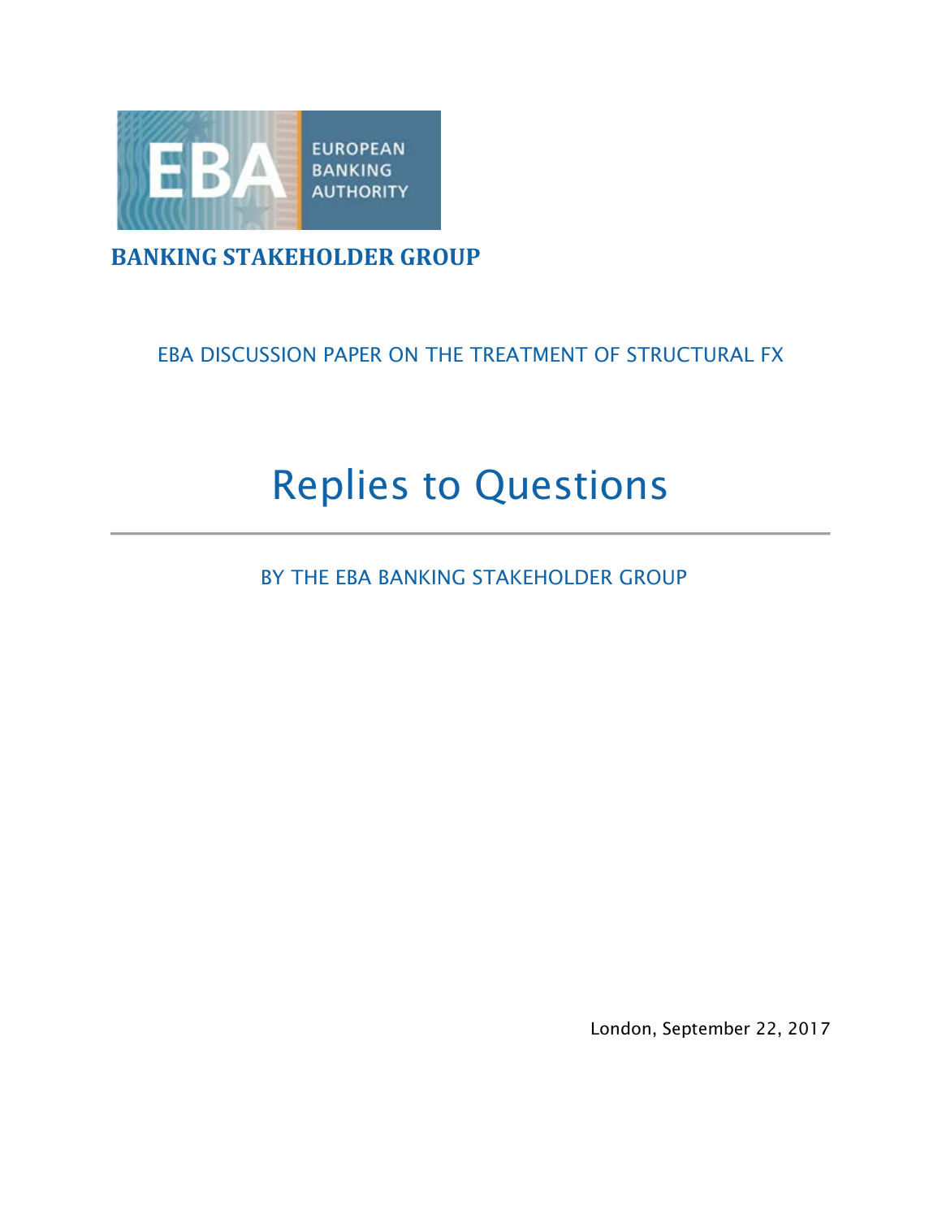EUROPEAN BANKING AUTHORITY

**BANKING STAKEHOLDER GROUP**

EBA DISCUSSION PAPER ON THE TREATMENT OF STRUCTURAL FX

# Replies to Questions

BY THE EBA BANKING STAKEHOLDER GROUP

London, September 22, 2017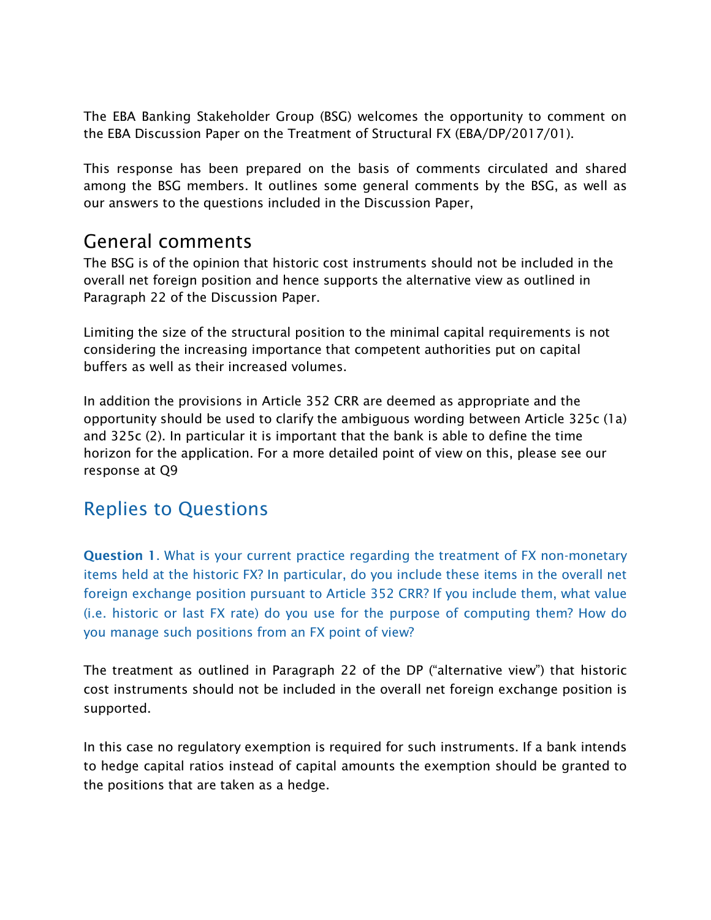The EBA Banking Stakeholder Group (BSG) welcomes the opportunity to comment on the EBA Discussion Paper on the Treatment of Structural FX (EBA/DP/2017/01).

This response has been prepared on the basis of comments circulated and shared among the BSG members. It outlines some general comments by the BSG, as well as our answers to the questions included in the Discussion Paper,

## General comments

The BSG is of the opinion that historic cost instruments should not be included in the overall net foreign position and hence supports the alternative view as outlined in Paragraph 22 of the Discussion Paper.

Limiting the size of the structural position to the minimal capital requirements is not considering the increasing importance that competent authorities put on capital buffers as well as their increased volumes.

In addition the provisions in Article 352 CRR are deemed as appropriate and the opportunity should be used to clarify the ambiguous wording between Article 325c (1a) and 325c (2). In particular it is important that the bank is able to define the time horizon for the application. For a more detailed point of view on this, please see our response at Q9

## Replies to Questions

**Question 1**. What is your current practice regarding the treatment of FX non-monetary items held at the historic FX? In particular, do you include these items in the overall net foreign exchange position pursuant to Article 352 CRR? If you include them, what value (i.e. historic or last FX rate) do you use for the purpose of computing them? How do you manage such positions from an FX point of view?

The treatment as outlined in Paragraph 22 of the DP ("alternative view") that historic cost instruments should not be included in the overall net foreign exchange position is supported.

In this case no regulatory exemption is required for such instruments. If a bank intends to hedge capital ratios instead of capital amounts the exemption should be granted to the positions that are taken as a hedge.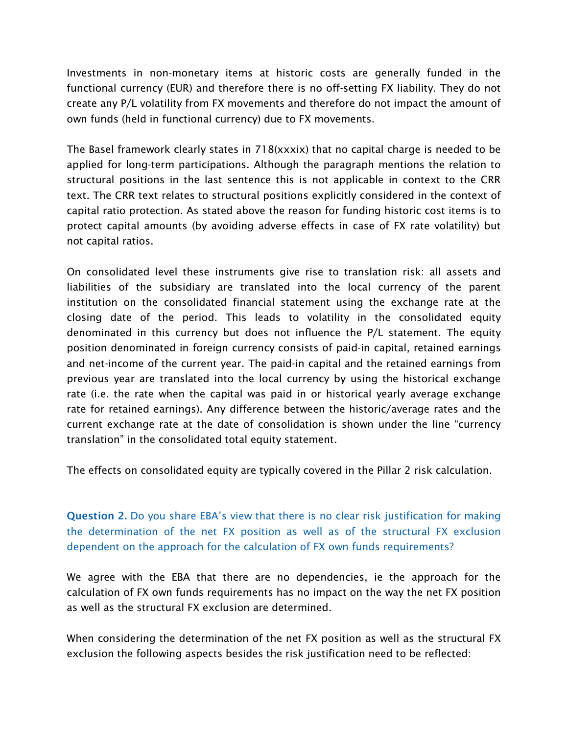Investments in non-monetary items at historic costs are generally funded in the functional currency (EUR) and therefore there is no off-setting FX liability. They do not create any P/L volatility from FX movements and therefore do not impact the amount of own funds (held in functional currency) due to FX movements.

The Basel framework clearly states in 718(xxxix) that no capital charge is needed to be applied for long-term participations. Although the paragraph mentions the relation to structural positions in the last sentence this is not applicable in context to the CRR text. The CRR text relates to structural positions explicitly considered in the context of capital ratio protection. As stated above the reason for funding historic cost items is to protect capital amounts (by avoiding adverse effects in case of FX rate volatility) but not capital ratios.

On consolidated level these instruments give rise to translation risk: all assets and liabilities of the subsidiary are translated into the local currency of the parent institution on the consolidated financial statement using the exchange rate at the closing date of the period. This leads to volatility in the consolidated equity denominated in this currency but does not influence the P/L statement. The equity position denominated in foreign currency consists of paid-in capital, retained earnings and net-income of the current year. The paid-in capital and the retained earnings from previous year are translated into the local currency by using the historical exchange rate (i.e. the rate when the capital was paid in or historical yearly average exchange rate for retained earnings). Any difference between the historic/average rates and the current exchange rate at the date of consolidation is shown under the line "currency translation" in the consolidated total equity statement.

The effects on consolidated equity are typically covered in the Pillar 2 risk calculation.

**Question 2.** Do you share EBA's view that there is no clear risk justification for making the determination of the net FX position as well as of the structural FX exclusion dependent on the approach for the calculation of FX own funds requirements?

We agree with the EBA that there are no dependencies, ie the approach for the calculation of FX own funds requirements has no impact on the way the net FX position as well as the structural FX exclusion are determined.

When considering the determination of the net FX position as well as the structural FX exclusion the following aspects besides the risk justification need to be reflected: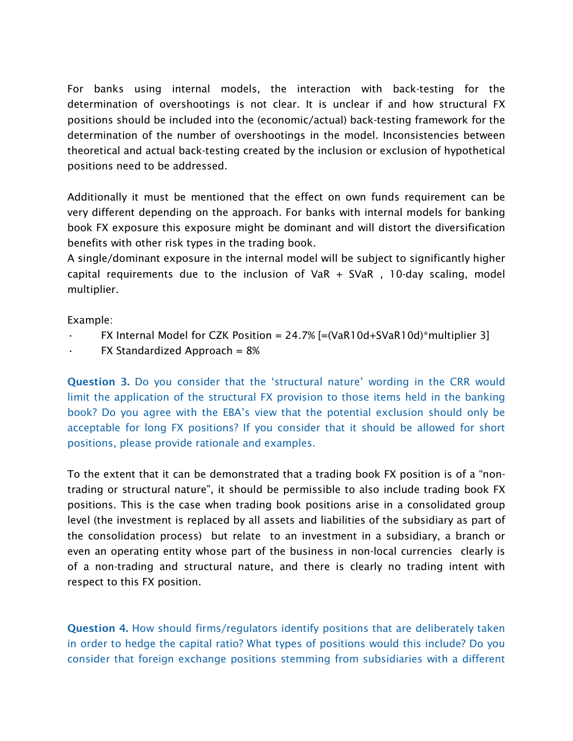For banks using internal models, the interaction with back-testing for the determination of overshootings is not clear. It is unclear if and how structural FX positions should be included into the (economic/actual) back-testing framework for the determination of the number of overshootings in the model. Inconsistencies between theoretical and actual back-testing created by the inclusion or exclusion of hypothetical positions need to be addressed.

Additionally it must be mentioned that the effect on own funds requirement can be very different depending on the approach. For banks with internal models for banking book FX exposure this exposure might be dominant and will distort the diversification benefits with other risk types in the trading book.
A single/dominant exposure in the internal model will be subject to significantly higher capital requirements due to the inclusion of VaR + SVaR , 10-day scaling, model multiplier.

Example:

- FX Internal Model for CZK Position = 24.7% [=(VaR10d+SVaR10d)*multiplier 3]
- FX Standardized Approach = 8%

**Question 3.** Do you consider that the 'structural nature' wording in the CRR would limit the application of the structural FX provision to those items held in the banking book? Do you agree with the EBA's view that the potential exclusion should only be acceptable for long FX positions? If you consider that it should be allowed for short positions, please provide rationale and examples.

To the extent that it can be demonstrated that a trading book FX position is of a "non-trading or structural nature", it should be permissible to also include trading book FX positions. This is the case when trading book positions arise in a consolidated group level (the investment is replaced by all assets and liabilities of the subsidiary as part of the consolidation process) but relate to an investment in a subsidiary, a branch or even an operating entity whose part of the business in non-local currencies clearly is of a non-trading and structural nature, and there is clearly no trading intent with respect to this FX position.

**Question 4.** How should firms/regulators identify positions that are deliberately taken in order to hedge the capital ratio? What types of positions would this include? Do you consider that foreign exchange positions stemming from subsidiaries with a different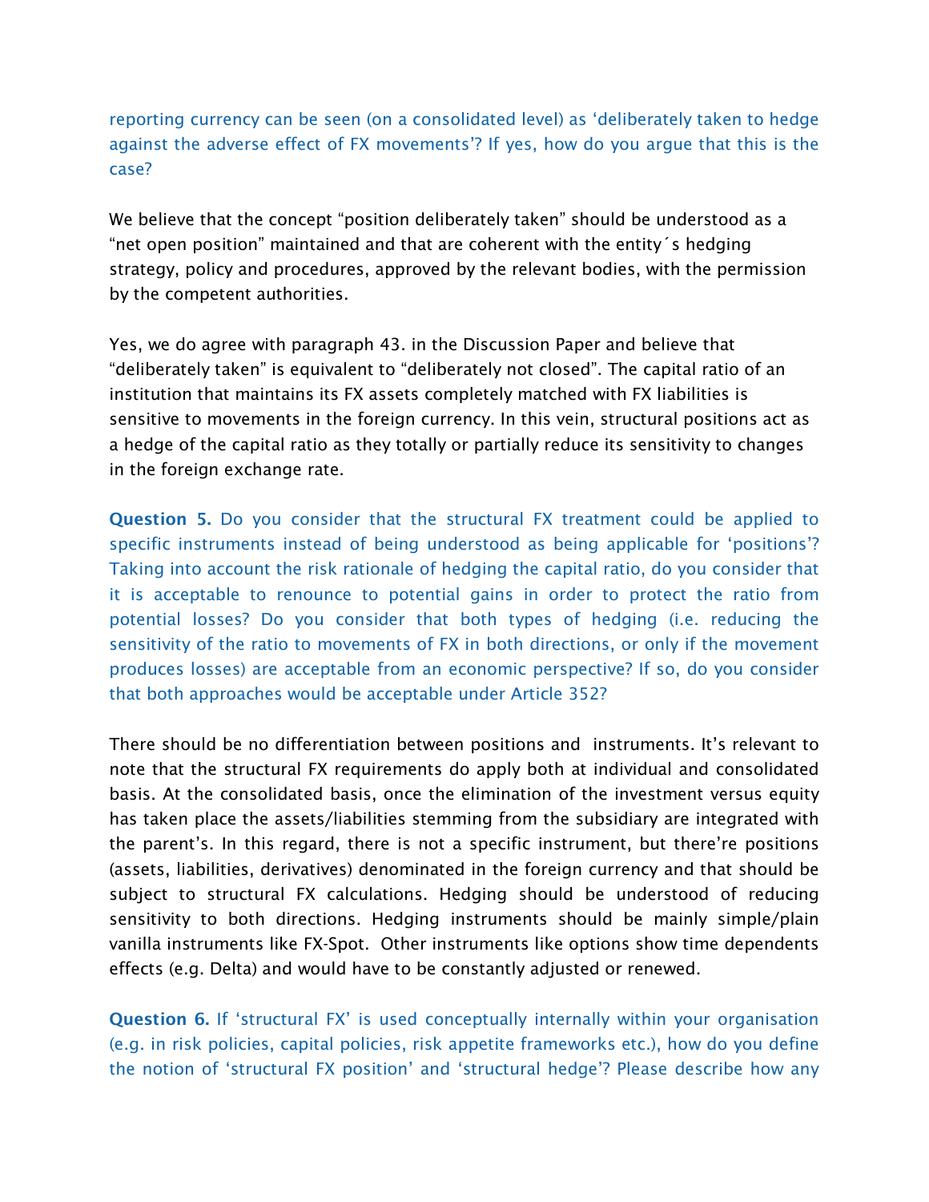reporting currency can be seen (on a consolidated level) as ‘deliberately taken to hedge against the adverse effect of FX movements’? If yes, how do you argue that this is the case?

We believe that the concept “position deliberately taken” should be understood as a “net open position” maintained and that are coherent with the entity´s hedging strategy, policy and procedures, approved by the relevant bodies, with the permission by the competent authorities.

Yes, we do agree with paragraph 43. in the Discussion Paper and believe that “deliberately taken” is equivalent to “deliberately not closed”. The capital ratio of an institution that maintains its FX assets completely matched with FX liabilities is sensitive to movements in the foreign currency. In this vein, structural positions act as a hedge of the capital ratio as they totally or partially reduce its sensitivity to changes in the foreign exchange rate.

**Question 5.** Do you consider that the structural FX treatment could be applied to specific instruments instead of being understood as being applicable for ‘positions’? Taking into account the risk rationale of hedging the capital ratio, do you consider that it is acceptable to renounce to potential gains in order to protect the ratio from potential losses? Do you consider that both types of hedging (i.e. reducing the sensitivity of the ratio to movements of FX in both directions, or only if the movement produces losses) are acceptable from an economic perspective? If so, do you consider that both approaches would be acceptable under Article 352?

There should be no differentiation between positions and instruments. It’s relevant to note that the structural FX requirements do apply both at individual and consolidated basis. At the consolidated basis, once the elimination of the investment versus equity has taken place the assets/liabilities stemming from the subsidiary are integrated with the parent’s. In this regard, there is not a specific instrument, but there’re positions (assets, liabilities, derivatives) denominated in the foreign currency and that should be subject to structural FX calculations. Hedging should be understood of reducing sensitivity to both directions. Hedging instruments should be mainly simple/plain vanilla instruments like FX-Spot. Other instruments like options show time dependents effects (e.g. Delta) and would have to be constantly adjusted or renewed.

**Question 6.** If ‘structural FX’ is used conceptually internally within your organisation (e.g. in risk policies, capital policies, risk appetite frameworks etc.), how do you define the notion of ‘structural FX position’ and ‘structural hedge’? Please describe how any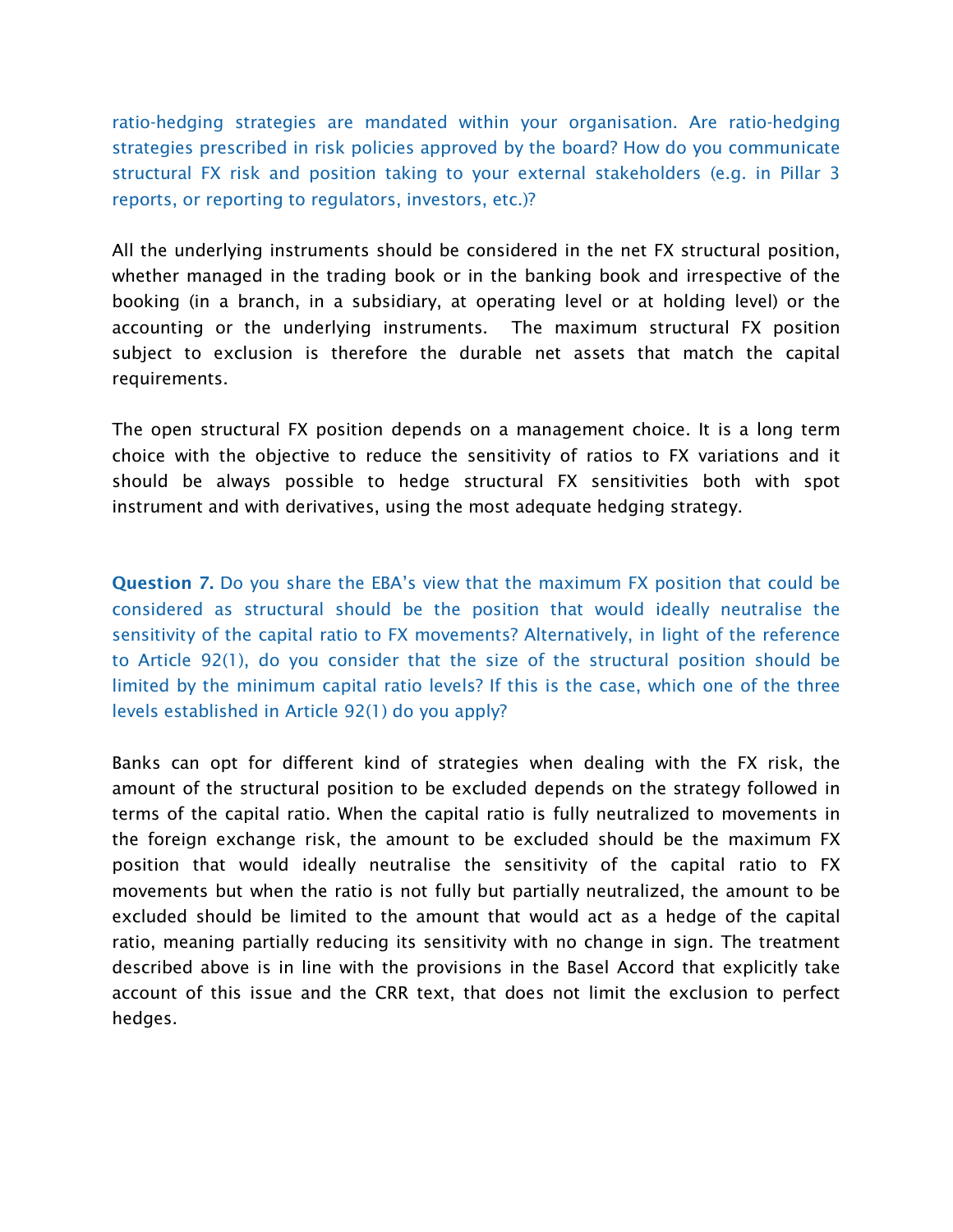ratio-hedging strategies are mandated within your organisation. Are ratio-hedging strategies prescribed in risk policies approved by the board? How do you communicate structural FX risk and position taking to your external stakeholders (e.g. in Pillar 3 reports, or reporting to regulators, investors, etc.)?

All the underlying instruments should be considered in the net FX structural position, whether managed in the trading book or in the banking book and irrespective of the booking (in a branch, in a subsidiary, at operating level or at holding level) or the accounting or the underlying instruments. The maximum structural FX position subject to exclusion is therefore the durable net assets that match the capital requirements.

The open structural FX position depends on a management choice. It is a long term choice with the objective to reduce the sensitivity of ratios to FX variations and it should be always possible to hedge structural FX sensitivities both with spot instrument and with derivatives, using the most adequate hedging strategy.

**Question 7.** Do you share the EBA's view that the maximum FX position that could be considered as structural should be the position that would ideally neutralise the sensitivity of the capital ratio to FX movements? Alternatively, in light of the reference to Article 92(1), do you consider that the size of the structural position should be limited by the minimum capital ratio levels? If this is the case, which one of the three levels established in Article 92(1) do you apply?

Banks can opt for different kind of strategies when dealing with the FX risk, the amount of the structural position to be excluded depends on the strategy followed in terms of the capital ratio. When the capital ratio is fully neutralized to movements in the foreign exchange risk, the amount to be excluded should be the maximum FX position that would ideally neutralise the sensitivity of the capital ratio to FX movements but when the ratio is not fully but partially neutralized, the amount to be excluded should be limited to the amount that would act as a hedge of the capital ratio, meaning partially reducing its sensitivity with no change in sign. The treatment described above is in line with the provisions in the Basel Accord that explicitly take account of this issue and the CRR text, that does not limit the exclusion to perfect hedges.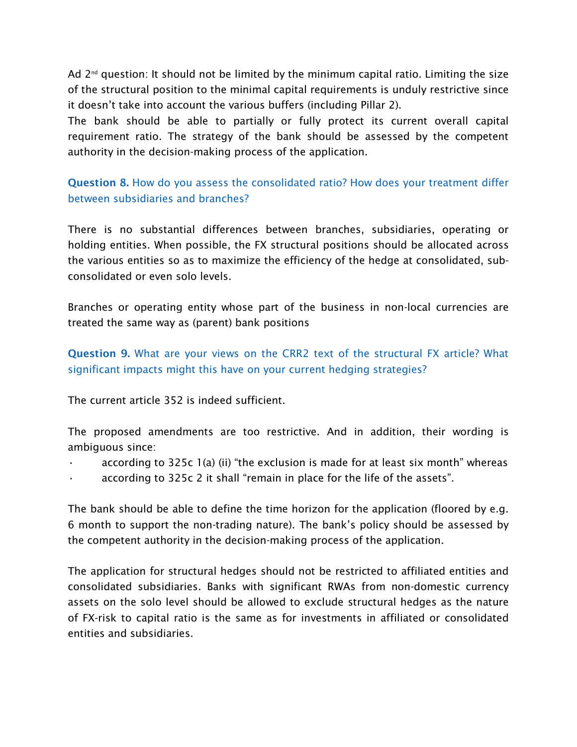Ad 2[nd] question: It should not be limited by the minimum capital ratio. Limiting the size of the structural position to the minimal capital requirements is unduly restrictive since it doesn't take into account the various buffers (including Pillar 2).
The bank should be able to partially or fully protect its current overall capital requirement ratio. The strategy of the bank should be assessed by the competent authority in the decision-making process of the application.

**Question 8.** How do you assess the consolidated ratio? How does your treatment differ between subsidiaries and branches?

There is no substantial differences between branches, subsidiaries, operating or holding entities. When possible, the FX structural positions should be allocated across the various entities so as to maximize the efficiency of the hedge at consolidated, sub-consolidated or even solo levels.

Branches or operating entity whose part of the business in non-local currencies are treated the same way as (parent) bank positions

**Question 9.** What are your views on the CRR2 text of the structural FX article? What significant impacts might this have on your current hedging strategies?

The current article 352 is indeed sufficient.

The proposed amendments are too restrictive. And in addition, their wording is ambiguous since:

- according to 325c 1(a) (ii) "the exclusion is made for at least six month" whereas
- according to 325c 2 it shall "remain in place for the life of the assets".

The bank should be able to define the time horizon for the application (floored by e.g. 6 month to support the non-trading nature). The bank's policy should be assessed by the competent authority in the decision-making process of the application.

The application for structural hedges should not be restricted to affiliated entities and consolidated subsidiaries. Banks with significant RWAs from non-domestic currency assets on the solo level should be allowed to exclude structural hedges as the nature of FX-risk to capital ratio is the same as for investments in affiliated or consolidated entities and subsidiaries.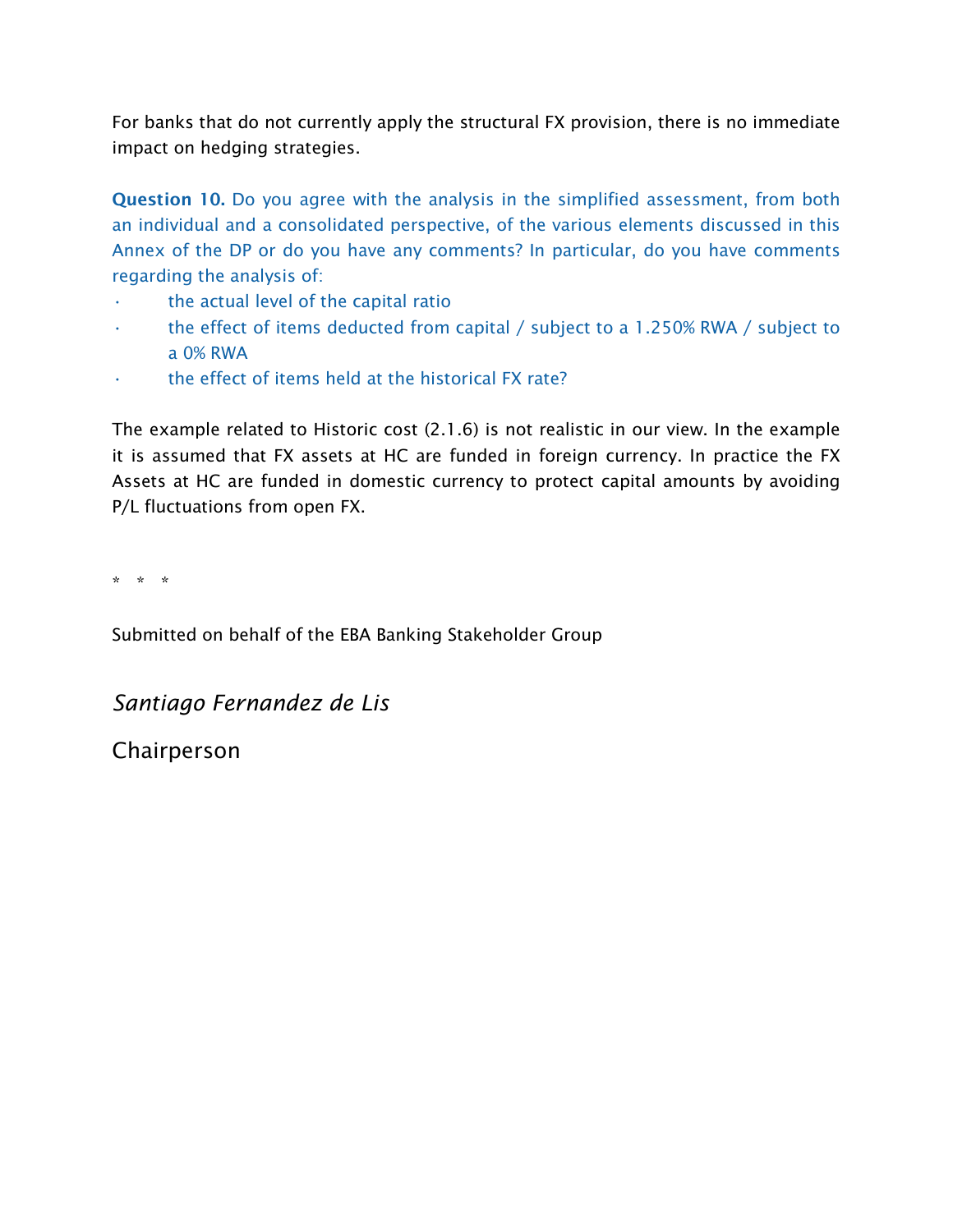For banks that do not currently apply the structural FX provision, there is no immediate impact on hedging strategies.

**Question 10.** Do you agree with the analysis in the simplified assessment, from both an individual and a consolidated perspective, of the various elements discussed in this Annex of the DP or do you have any comments? In particular, do you have comments regarding the analysis of:

- the actual level of the capital ratio
- the effect of items deducted from capital / subject to a 1.250% RWA / subject to a 0% RWA
- the effect of items held at the historical FX rate?

The example related to Historic cost (2.1.6) is not realistic in our view. In the example it is assumed that FX assets at HC are funded in foreign currency. In practice the FX Assets at HC are funded in domestic currency to protect capital amounts by avoiding P/L fluctuations from open FX.

\* \* \*

Submitted on behalf of the EBA Banking Stakeholder Group

*Santiago Fernandez de Lis*

Chairperson